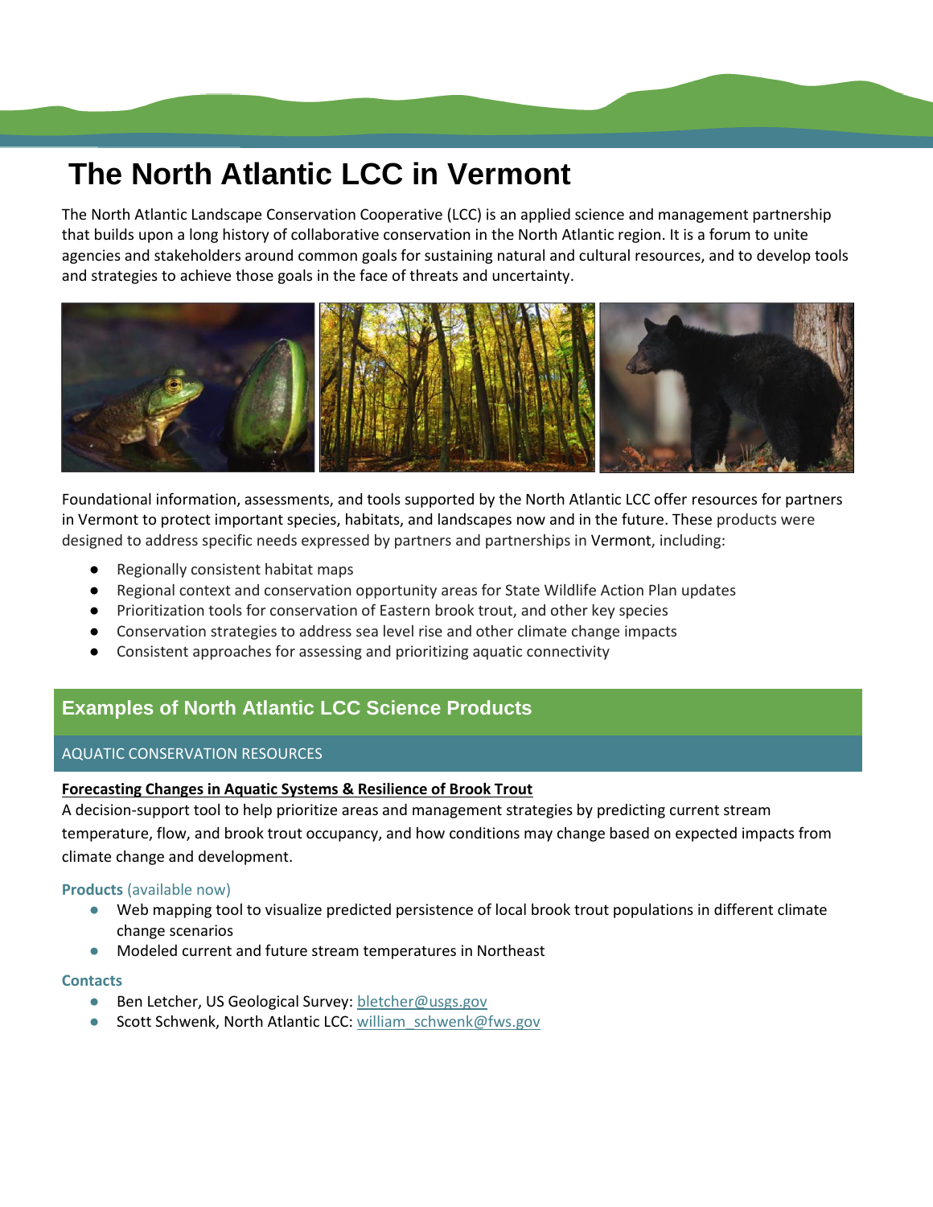# The North Atlantic LCC in Vermont

The North Atlantic Landscape Conservation Cooperative (LCC) is an applied science and management partnership that builds upon a long history of collaborative conservation in the North Atlantic region. It is a forum to unite agencies and stakeholders around common goals for sustaining natural and cultural resources, and to develop tools and strategies to achieve those goals in the face of threats and uncertainty.

Foundational information, assessments, and tools supported by the North Atlantic LCC offer resources for partners in Vermont to protect important species, habitats, and landscapes now and in the future. These products were designed to address specific needs expressed by partners and partnerships in Vermont, including:

- Regionally consistent habitat maps
- Regional context and conservation opportunity areas for State Wildlife Action Plan updates
- Prioritization tools for conservation of Eastern brook trout, and other key species
- Conservation strategies to address sea level rise and other climate change impacts
- Consistent approaches for assessing and prioritizing aquatic connectivity

## Examples of North Atlantic LCC Science Products

### AQUATIC CONSERVATION RESOURCES

**Forecasting Changes in Aquatic Systems & Resilience of Brook Trout**

A decision-support tool to help prioritize areas and management strategies by predicting current stream temperature, flow, and brook trout occupancy, and how conditions may change based on expected impacts from climate change and development.

**Products** (available now)

- Web mapping tool to visualize predicted persistence of local brook trout populations in different climate change scenarios
- Modeled current and future stream temperatures in Northeast

**Contacts**

- Ben Letcher, US Geological Survey: bletcher@usgs.gov
- Scott Schwenk, North Atlantic LCC: william_schwenk@fws.gov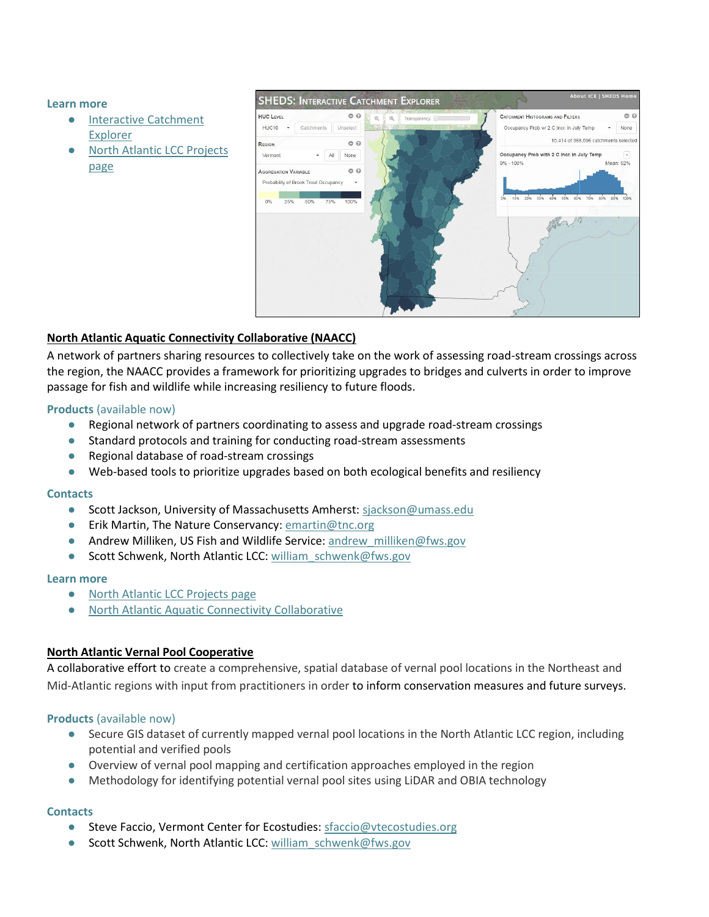**Learn more**

- Interactive Catchment Explorer
- North Atlantic LCC Projects page

## North Atlantic Aquatic Connectivity Collaborative (NAACC)

A network of partners sharing resources to collectively take on the work of assessing road-stream crossings across the region, the NAACC provides a framework for prioritizing upgrades to bridges and culverts in order to improve passage for fish and wildlife while increasing resiliency to future floods.

**Products** (available now)

- Regional network of partners coordinating to assess and upgrade road-stream crossings
- Standard protocols and training for conducting road-stream assessments
- Regional database of road-stream crossings
- Web-based tools to prioritize upgrades based on both ecological benefits and resiliency

**Contacts**

- Scott Jackson, University of Massachusetts Amherst: sjackson@umass.edu
- Erik Martin, The Nature Conservancy: emartin@tnc.org
- Andrew Milliken, US Fish and Wildlife Service: andrew_milliken@fws.gov
- Scott Schwenk, North Atlantic LCC: william_schwenk@fws.gov

**Learn more**

- North Atlantic LCC Projects page
- North Atlantic Aquatic Connectivity Collaborative

## North Atlantic Vernal Pool Cooperative

A collaborative effort to create a comprehensive, spatial database of vernal pool locations in the Northeast and Mid-Atlantic regions with input from practitioners in order to inform conservation measures and future surveys.

**Products** (available now)

- Secure GIS dataset of currently mapped vernal pool locations in the North Atlantic LCC region, including potential and verified pools
- Overview of vernal pool mapping and certification approaches employed in the region
- Methodology for identifying potential vernal pool sites using LiDAR and OBIA technology

**Contacts**

- Steve Faccio, Vermont Center for Ecostudies: sfaccio@vtecostudies.org
- Scott Schwenk, North Atlantic LCC: william_schwenk@fws.gov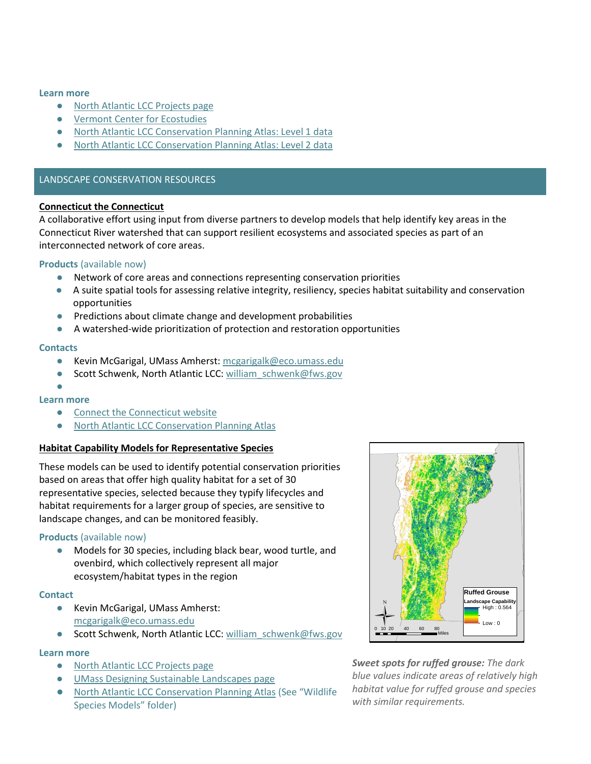**Learn more**

- North Atlantic LCC Projects page
- Vermont Center for Ecostudies
- North Atlantic LCC Conservation Planning Atlas: Level 1 data
- North Atlantic LCC Conservation Planning Atlas: Level 2 data

## LANDSCAPE CONSERVATION RESOURCES

### Connecticut the Connecticut

A collaborative effort using input from diverse partners to develop models that help identify key areas in the Connecticut River watershed that can support resilient ecosystems and associated species as part of an interconnected network of core areas.

**Products** (available now)

- Network of core areas and connections representing conservation priorities
- A suite spatial tools for assessing relative integrity, resiliency, species habitat suitability and conservation opportunities
- Predictions about climate change and development probabilities
- A watershed-wide prioritization of protection and restoration opportunities

**Contacts**

- Kevin McGarigal, UMass Amherst: mcgarigalk@eco.umass.edu
- Scott Schwenk, North Atlantic LCC: william_schwenk@fws.gov

**Learn more**

- Connect the Connecticut website
- North Atlantic LCC Conservation Planning Atlas

### Habitat Capability Models for Representative Species

These models can be used to identify potential conservation priorities based on areas that offer high quality habitat for a set of 30 representative species, selected because they typify lifecycles and habitat requirements for a larger group of species, are sensitive to landscape changes, and can be monitored feasibly.

**Products** (available now)

- Models for 30 species, including black bear, wood turtle, and ovenbird, which collectively represent all major ecosystem/habitat types in the region

**Contact**

- Kevin McGarigal, UMass Amherst: mcgarigalk@eco.umass.edu
- Scott Schwenk, North Atlantic LCC: william_schwenk@fws.gov

**Learn more**

- North Atlantic LCC Projects page
- UMass Designing Sustainable Landscapes page
- North Atlantic LCC Conservation Planning Atlas (See "Wildlife Species Models" folder)

***Sweet spots for ruffed grouse:*** *The dark blue values indicate areas of relatively high habitat value for ruffed grouse and species with similar requirements.*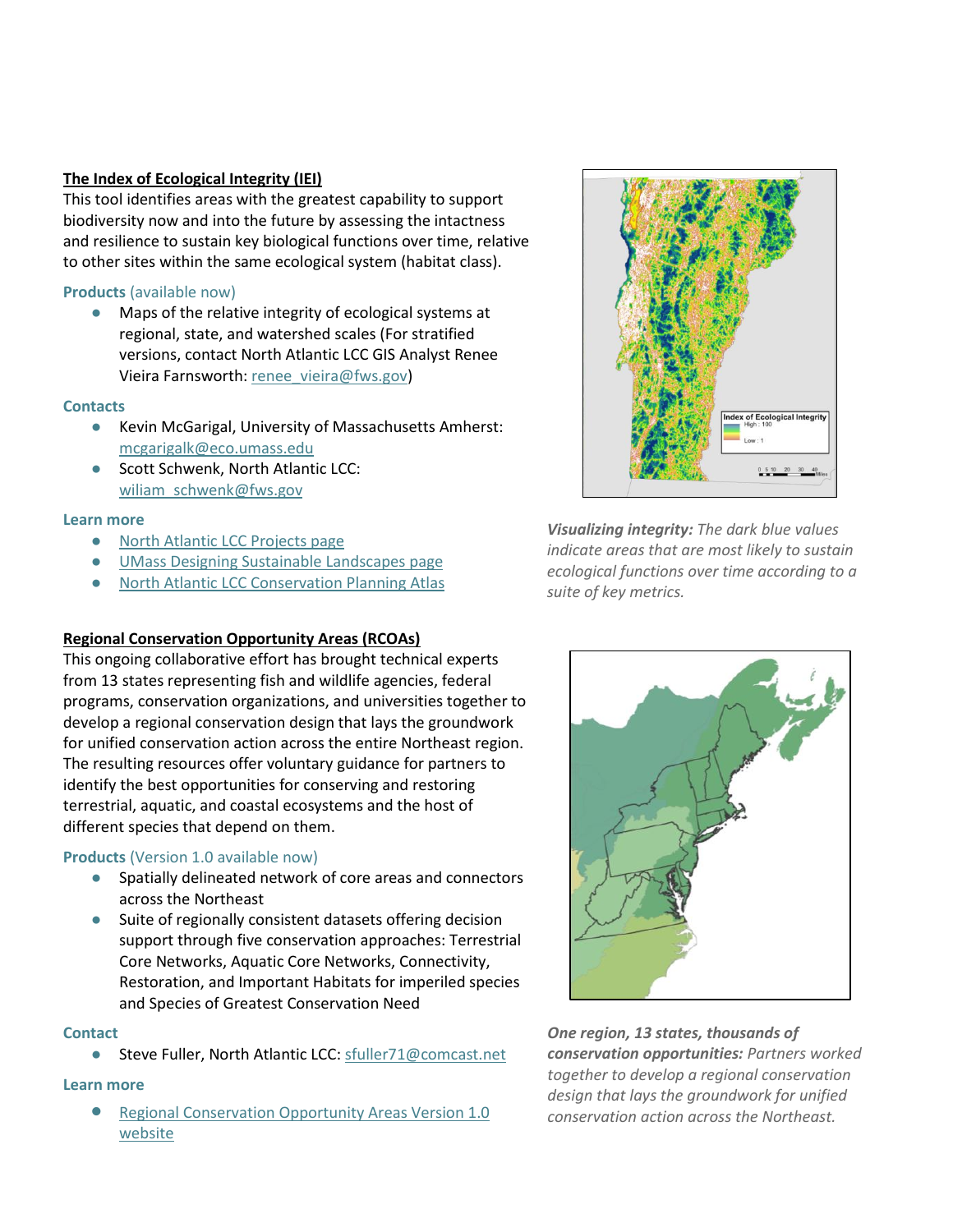**The Index of Ecological Integrity (IEI)**

This tool identifies areas with the greatest capability to support biodiversity now and into the future by assessing the intactness and resilience to sustain key biological functions over time, relative to other sites within the same ecological system (habitat class).

**Products** (available now)

- Maps of the relative integrity of ecological systems at regional, state, and watershed scales (For stratified versions, contact North Atlantic LCC GIS Analyst Renee Vieira Farnsworth: renee_vieira@fws.gov)

**Contacts**

- Kevin McGarigal, University of Massachusetts Amherst: mcgarigalk@eco.umass.edu
- Scott Schwenk, North Atlantic LCC: wiliam_schwenk@fws.gov

**Learn more**

- North Atlantic LCC Projects page
- UMass Designing Sustainable Landscapes page
- North Atlantic LCC Conservation Planning Atlas

***Visualizing integrity:*** *The dark blue values indicate areas that are most likely to sustain ecological functions over time according to a suite of key metrics.*

**Regional Conservation Opportunity Areas (RCOAs)**

This ongoing collaborative effort has brought technical experts from 13 states representing fish and wildlife agencies, federal programs, conservation organizations, and universities together to develop a regional conservation design that lays the groundwork for unified conservation action across the entire Northeast region. The resulting resources offer voluntary guidance for partners to identify the best opportunities for conserving and restoring terrestrial, aquatic, and coastal ecosystems and the host of different species that depend on them.

**Products** (Version 1.0 available now)

- Spatially delineated network of core areas and connectors across the Northeast
- Suite of regionally consistent datasets offering decision support through five conservation approaches: Terrestrial Core Networks, Aquatic Core Networks, Connectivity, Restoration, and Important Habitats for imperiled species and Species of Greatest Conservation Need

**Contact**

- Steve Fuller, North Atlantic LCC: sfuller71@comcast.net

**Learn more**

- Regional Conservation Opportunity Areas Version 1.0 website

***One region, 13 states, thousands of conservation opportunities:*** *Partners worked together to develop a regional conservation design that lays the groundwork for unified conservation action across the Northeast.*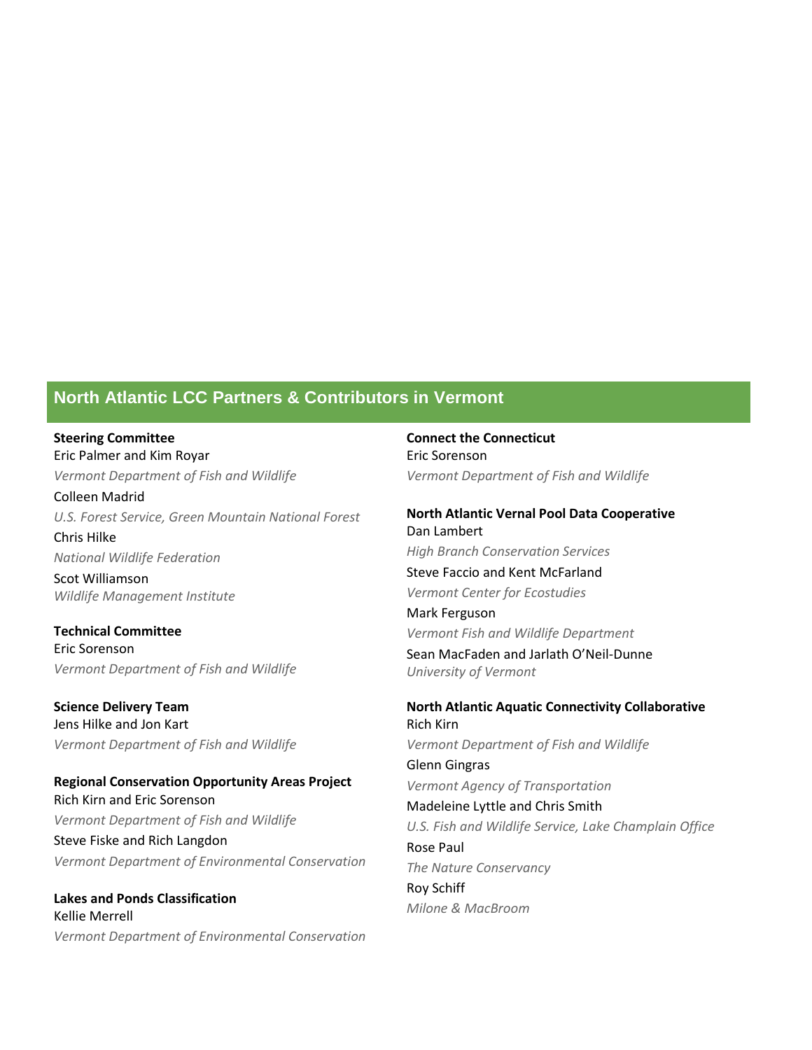## North Atlantic LCC Partners & Contributors in Vermont

**Steering Committee**
Eric Palmer and Kim Royar
*Vermont Department of Fish and Wildlife*
Colleen Madrid
*U.S. Forest Service, Green Mountain National Forest*
Chris Hilke
*National Wildlife Federation*
Scot Williamson
*Wildlife Management Institute*

**Technical Committee**
Eric Sorenson
*Vermont Department of Fish and Wildlife*

**Science Delivery Team**
Jens Hilke and Jon Kart
*Vermont Department of Fish and Wildlife*

**Regional Conservation Opportunity Areas Project**
Rich Kirn and Eric Sorenson
*Vermont Department of Fish and Wildlife*
Steve Fiske and Rich Langdon
*Vermont Department of Environmental Conservation*

**Lakes and Ponds Classification**
Kellie Merrell
*Vermont Department of Environmental Conservation*

**Connect the Connecticut**
Eric Sorenson
*Vermont Department of Fish and Wildlife*

**North Atlantic Vernal Pool Data Cooperative**
Dan Lambert
*High Branch Conservation Services*
Steve Faccio and Kent McFarland
*Vermont Center for Ecostudies*
Mark Ferguson
*Vermont Fish and Wildlife Department*
Sean MacFaden and Jarlath O'Neil-Dunne
*University of Vermont*

**North Atlantic Aquatic Connectivity Collaborative**
Rich Kirn
*Vermont Department of Fish and Wildlife*
Glenn Gingras
*Vermont Agency of Transportation*
Madeleine Lyttle and Chris Smith
*U.S. Fish and Wildlife Service, Lake Champlain Office*
Rose Paul
*The Nature Conservancy*
Roy Schiff
*Milone & MacBroom*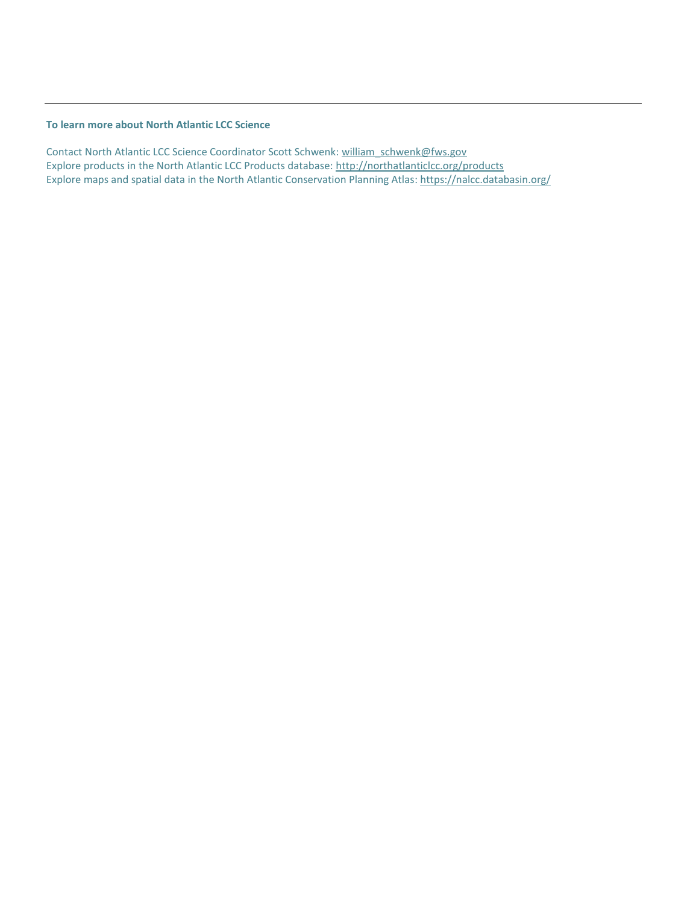---

**To learn more about North Atlantic LCC Science**

Contact North Atlantic LCC Science Coordinator Scott Schwenk: william_schwenk@fws.gov
Explore products in the North Atlantic LCC Products database: http://northatlanticlcc.org/products
Explore maps and spatial data in the North Atlantic Conservation Planning Atlas: https://nalcc.databasin.org/